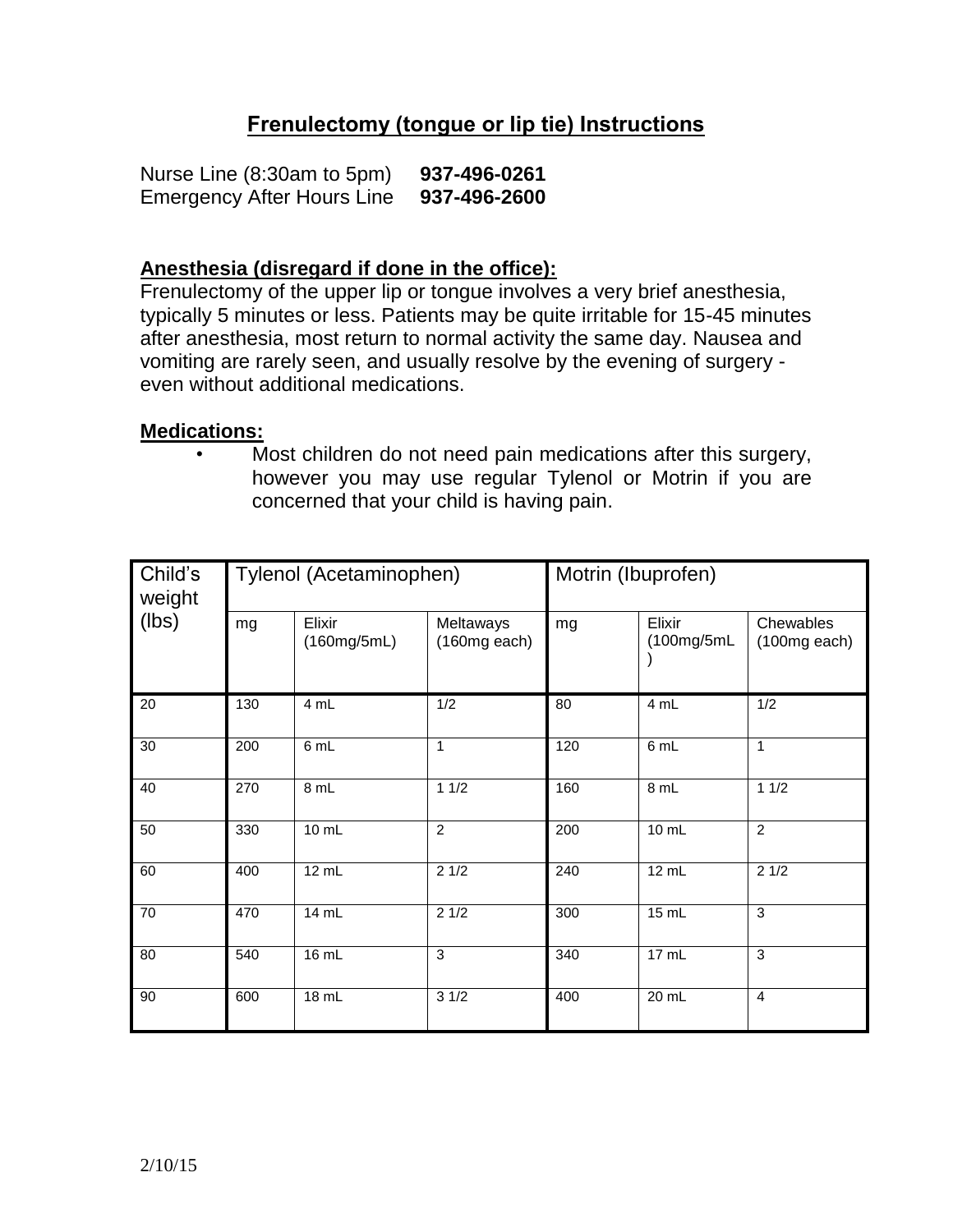# Frenulectomy (tongue or lip tie) Instructions

Nurse Line (8:30am to 5pm) **937-496-0261**
Emergency After Hours Line **937-496-2600**

## Anesthesia (disregard if done in the office):

Frenulectomy of the upper lip or tongue involves a very brief anesthesia, typically 5 minutes or less. Patients may be quite irritable for 15-45 minutes after anesthesia, most return to normal activity the same day. Nausea and vomiting are rarely seen, and usually resolve by the evening of surgery - even without additional medications.

## Medications:

- Most children do not need pain medications after this surgery, however you may use regular Tylenol or Motrin if you are concerned that your child is having pain.

| Child's weight (lbs) | Tylenol (Acetaminophen) | | | Motrin (Ibuprofen) | | |
|---|---|---|---|---|---|---|
| | mg | Elixir (160mg/5mL) | Meltaways (160mg each) | mg | Elixir (100mg/5mL) | Chewables (100mg each) |
| 20 | 130 | 4 mL | 1/2 | 80 | 4 mL | 1/2 |
| 30 | 200 | 6 mL | 1 | 120 | 6 mL | 1 |
| 40 | 270 | 8 mL | 1 1/2 | 160 | 8 mL | 1 1/2 |
| 50 | 330 | 10 mL | 2 | 200 | 10 mL | 2 |
| 60 | 400 | 12 mL | 2 1/2 | 240 | 12 mL | 2 1/2 |
| 70 | 470 | 14 mL | 2 1/2 | 300 | 15 mL | 3 |
| 80 | 540 | 16 mL | 3 | 340 | 17 mL | 3 |
| 90 | 600 | 18 mL | 3 1/2 | 400 | 20 mL | 4 |

2/10/15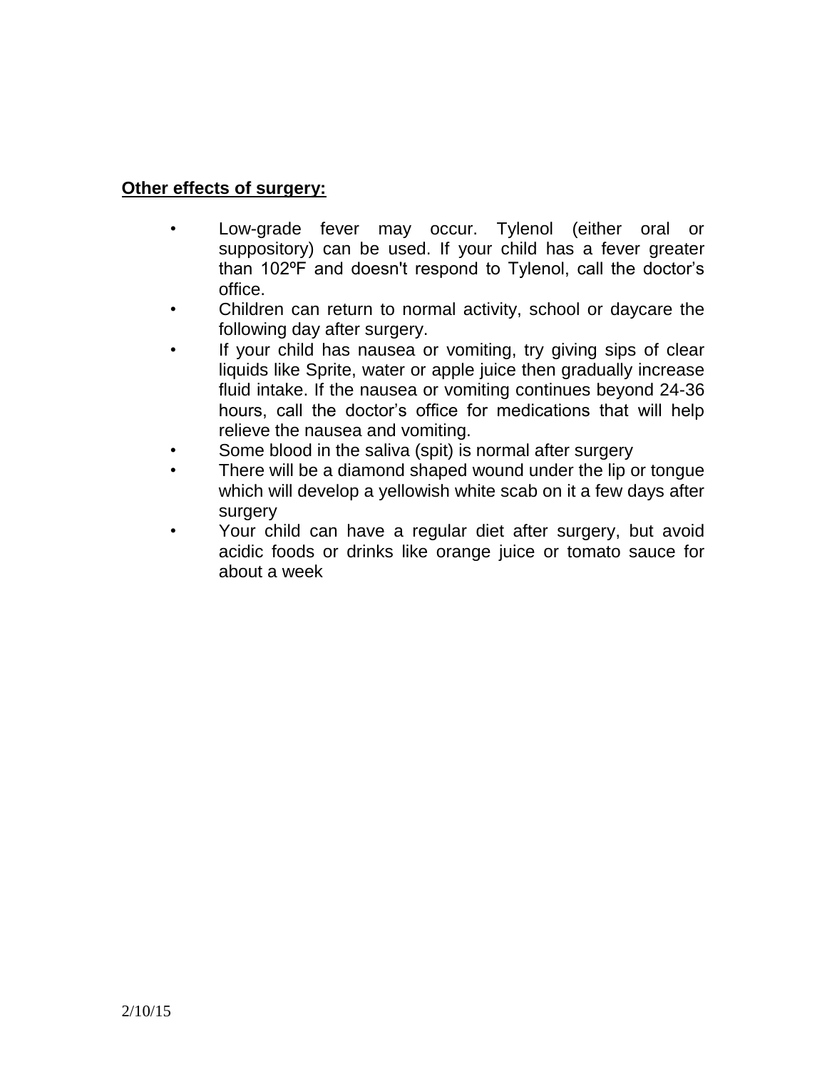**Other effects of surgery:**

- Low-grade fever may occur. Tylenol (either oral or suppository) can be used. If your child has a fever greater than 102ºF and doesn't respond to Tylenol, call the doctor's office.
- Children can return to normal activity, school or daycare the following day after surgery.
- If your child has nausea or vomiting, try giving sips of clear liquids like Sprite, water or apple juice then gradually increase fluid intake. If the nausea or vomiting continues beyond 24-36 hours, call the doctor's office for medications that will help relieve the nausea and vomiting.
- Some blood in the saliva (spit) is normal after surgery
- There will be a diamond shaped wound under the lip or tongue which will develop a yellowish white scab on it a few days after surgery
- Your child can have a regular diet after surgery, but avoid acidic foods or drinks like orange juice or tomato sauce for about a week

2/10/15